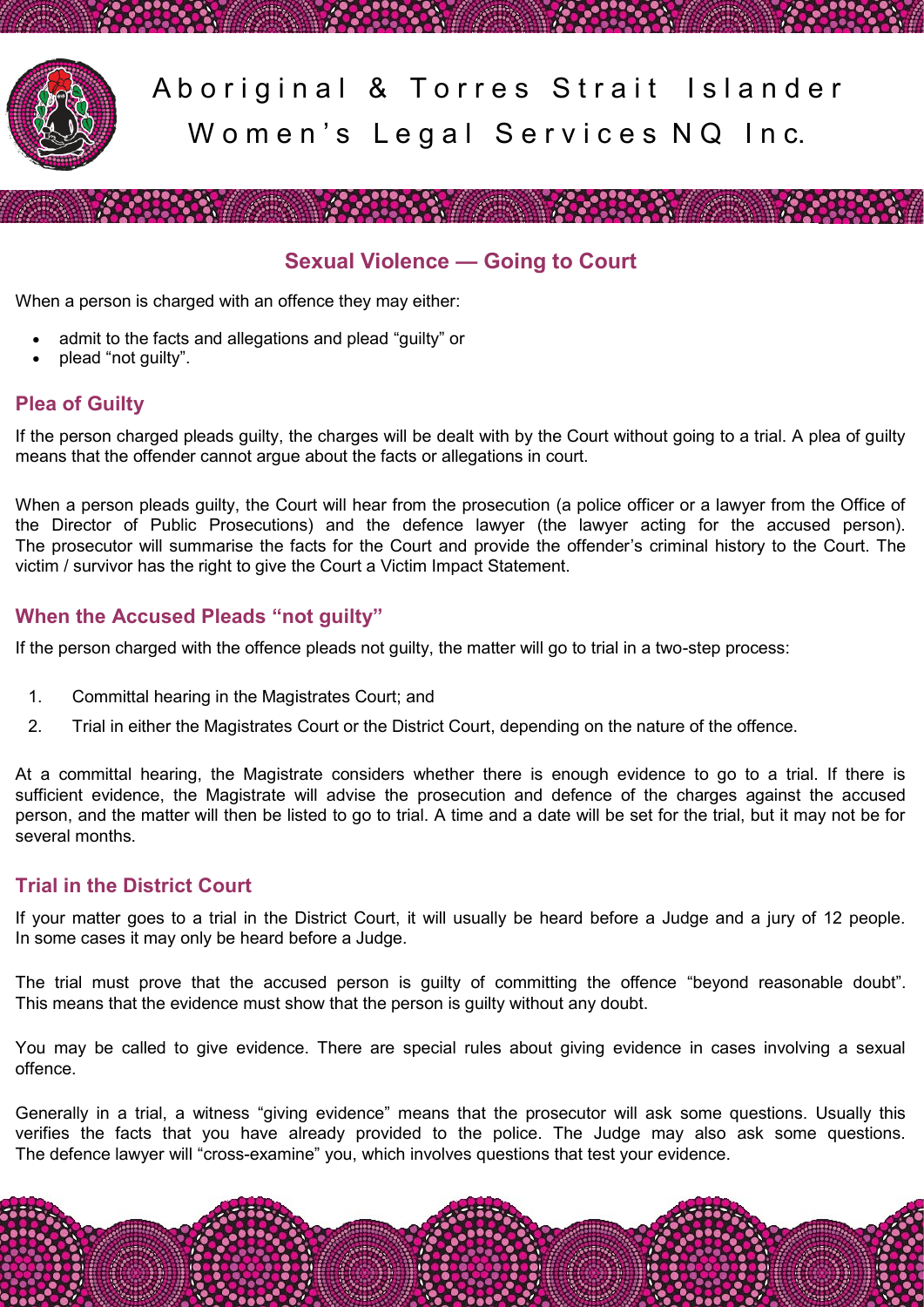# Aboriginal & Torres Strait Islander Women's Legal Services NQ Inc.

## Sexual Violence — Going to Court

When a person is charged with an offence they may either:

- admit to the facts and allegations and plead "guilty" or
- plead "not guilty".

### Plea of Guilty

If the person charged pleads guilty, the charges will be dealt with by the Court without going to a trial. A plea of guilty means that the offender cannot argue about the facts or allegations in court.

When a person pleads guilty, the Court will hear from the prosecution (a police officer or a lawyer from the Office of the Director of Public Prosecutions) and the defence lawyer (the lawyer acting for the accused person). The prosecutor will summarise the facts for the Court and provide the offender's criminal history to the Court. The victim / survivor has the right to give the Court a Victim Impact Statement.

### When the Accused Pleads "not guilty"

If the person charged with the offence pleads not guilty, the matter will go to trial in a two-step process:

1. Committal hearing in the Magistrates Court; and
2. Trial in either the Magistrates Court or the District Court, depending on the nature of the offence.

At a committal hearing, the Magistrate considers whether there is enough evidence to go to a trial. If there is sufficient evidence, the Magistrate will advise the prosecution and defence of the charges against the accused person, and the matter will then be listed to go to trial. A time and a date will be set for the trial, but it may not be for several months.

### Trial in the District Court

If your matter goes to a trial in the District Court, it will usually be heard before a Judge and a jury of 12 people. In some cases it may only be heard before a Judge.

The trial must prove that the accused person is guilty of committing the offence "beyond reasonable doubt". This means that the evidence must show that the person is guilty without any doubt.

You may be called to give evidence. There are special rules about giving evidence in cases involving a sexual offence.

Generally in a trial, a witness "giving evidence" means that the prosecutor will ask some questions. Usually this verifies the facts that you have already provided to the police. The Judge may also ask some questions. The defence lawyer will "cross-examine" you, which involves questions that test your evidence.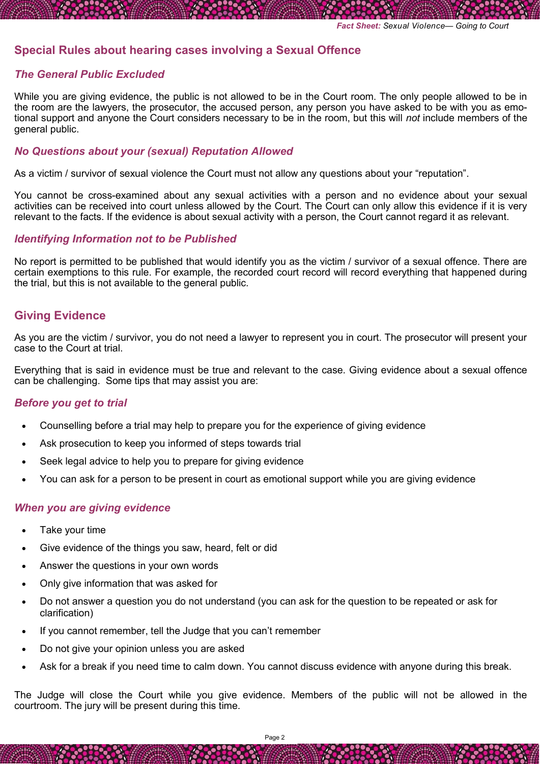## Special Rules about hearing cases involving a Sexual Offence

### *The General Public Excluded*

While you are giving evidence, the public is not allowed to be in the Court room. The only people allowed to be in the room are the lawyers, the prosecutor, the accused person, any person you have asked to be with you as emotional support and anyone the Court considers necessary to be in the room, but this will *not* include members of the general public.

### *No Questions about your (sexual) Reputation Allowed*

As a victim / survivor of sexual violence the Court must not allow any questions about your "reputation".

You cannot be cross-examined about any sexual activities with a person and no evidence about your sexual activities can be received into court unless allowed by the Court. The Court can only allow this evidence if it is very relevant to the facts. If the evidence is about sexual activity with a person, the Court cannot regard it as relevant.

### *Identifying Information not to be Published*

No report is permitted to be published that would identify you as the victim / survivor of a sexual offence. There are certain exemptions to this rule. For example, the recorded court record will record everything that happened during the trial, but this is not available to the general public.

## Giving Evidence

As you are the victim / survivor, you do not need a lawyer to represent you in court. The prosecutor will present your case to the Court at trial.

Everything that is said in evidence must be true and relevant to the case. Giving evidence about a sexual offence can be challenging. Some tips that may assist you are:

### *Before you get to trial*

- Counselling before a trial may help to prepare you for the experience of giving evidence
- Ask prosecution to keep you informed of steps towards trial
- Seek legal advice to help you to prepare for giving evidence
- You can ask for a person to be present in court as emotional support while you are giving evidence

### *When you are giving evidence*

- Take your time
- Give evidence of the things you saw, heard, felt or did
- Answer the questions in your own words
- Only give information that was asked for
- Do not answer a question you do not understand (you can ask for the question to be repeated or ask for clarification)
- If you cannot remember, tell the Judge that you can't remember
- Do not give your opinion unless you are asked
- Ask for a break if you need time to calm down. You cannot discuss evidence with anyone during this break.

The Judge will close the Court while you give evidence. Members of the public will not be allowed in the courtroom. The jury will be present during this time.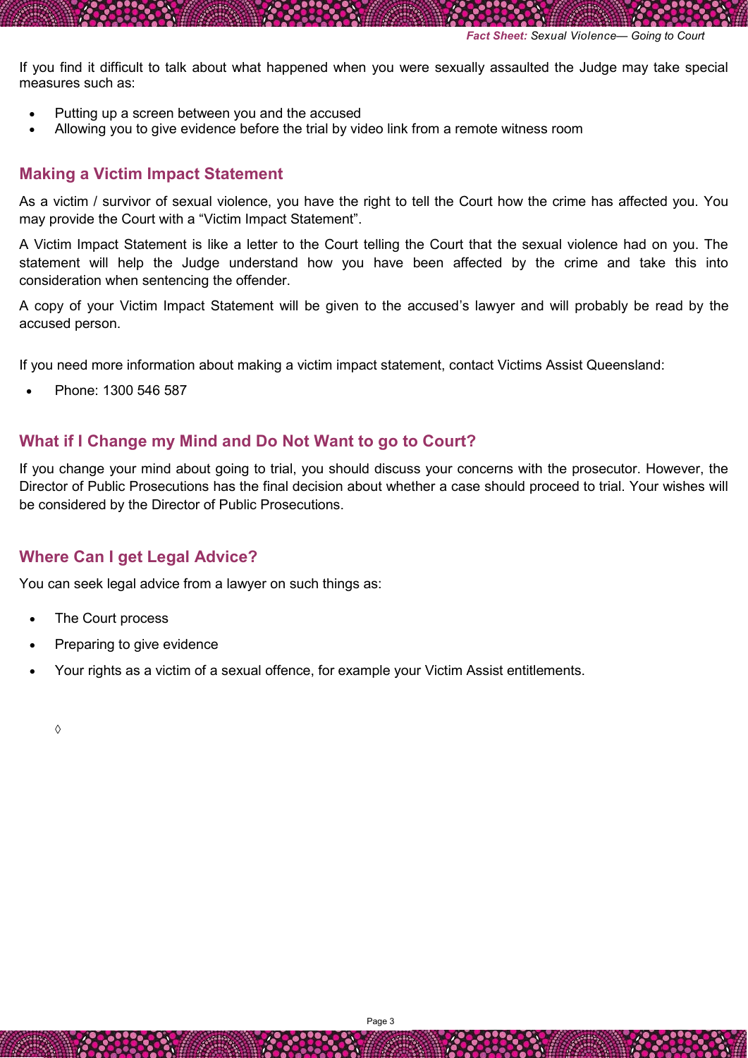If you find it difficult to talk about what happened when you were sexually assaulted the Judge may take special measures such as:

- Putting up a screen between you and the accused
- Allowing you to give evidence before the trial by video link from a remote witness room

## Making a Victim Impact Statement

As a victim / survivor of sexual violence, you have the right to tell the Court how the crime has affected you. You may provide the Court with a "Victim Impact Statement".

A Victim Impact Statement is like a letter to the Court telling the Court that the sexual violence had on you. The statement will help the Judge understand how you have been affected by the crime and take this into consideration when sentencing the offender.

A copy of your Victim Impact Statement will be given to the accused's lawyer and will probably be read by the accused person.

If you need more information about making a victim impact statement, contact Victims Assist Queensland:

- Phone: 1300 546 587

## What if I Change my Mind and Do Not Want to go to Court?

If you change your mind about going to trial, you should discuss your concerns with the prosecutor. However, the Director of Public Prosecutions has the final decision about whether a case should proceed to trial. Your wishes will be considered by the Director of Public Prosecutions.

## Where Can I get Legal Advice?

You can seek legal advice from a lawyer on such things as:

- The Court process
- Preparing to give evidence
- Your rights as a victim of a sexual offence, for example your Victim Assist entitlements.

◊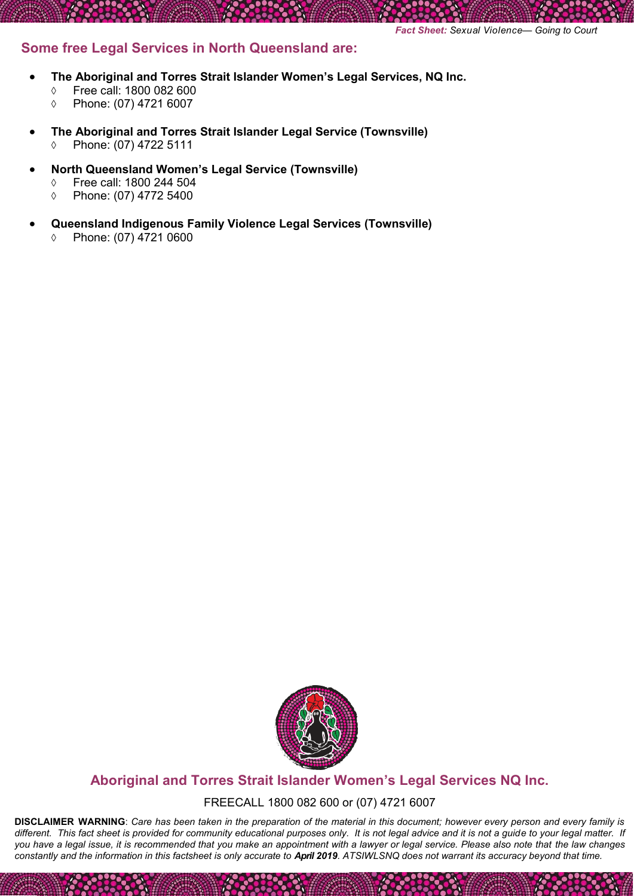## Some free Legal Services in North Queensland are:

- **The Aboriginal and Torres Strait Islander Women's Legal Services, NQ Inc.**
  - Free call: 1800 082 600
  - Phone: (07) 4721 6007
- **The Aboriginal and Torres Strait Islander Legal Service (Townsville)**
  - Phone: (07) 4722 5111
- **North Queensland Women's Legal Service (Townsville)**
  - Free call: 1800 244 504
  - Phone: (07) 4772 5400
- **Queensland Indigenous Family Violence Legal Services (Townsville)**
  - Phone: (07) 4721 0600

**Aboriginal and Torres Strait Islander Women's Legal Services NQ Inc.**

FREECALL 1800 082 600 or (07) 4721 6007

**DISCLAIMER WARNING**: *Care has been taken in the preparation of the material in this document; however every person and every family is different. This fact sheet is provided for community educational purposes only. It is not legal advice and it is not a guide to your legal matter. If you have a legal issue, it is recommended that you make an appointment with a lawyer or legal service. Please also note that the law changes constantly and the information in this factsheet is only accurate to **April 2019**. ATSIWLSNQ does not warrant its accuracy beyond that time.*